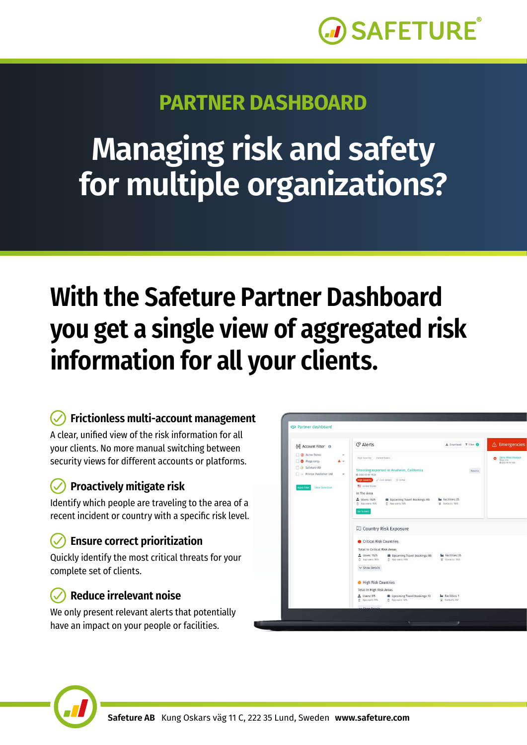SAFETURE®

## PARTNER DASHBOARD

# Managing risk and safety for multiple organizations?

## With the Safeture Partner Dashboard you get a single view of aggregated risk information for all your clients.

### Frictionless multi-account management

A clear, unified view of the risk information for all your clients. No more manual switching between security views for different accounts or platforms.

### Proactively mitigate risk

Identify which people are traveling to the area of a recent incident or country with a specific risk level.

### Ensure correct prioritization

Quickly identify the most critical threats for your complete set of clients.

### Reduce irrelevant noise

We only present relevant alerts that potentially have an impact on your people or facilities.

**Safeture AB** Kung Oskars väg 11 C, 222 35 Lund, Sweden **www.safeture.com**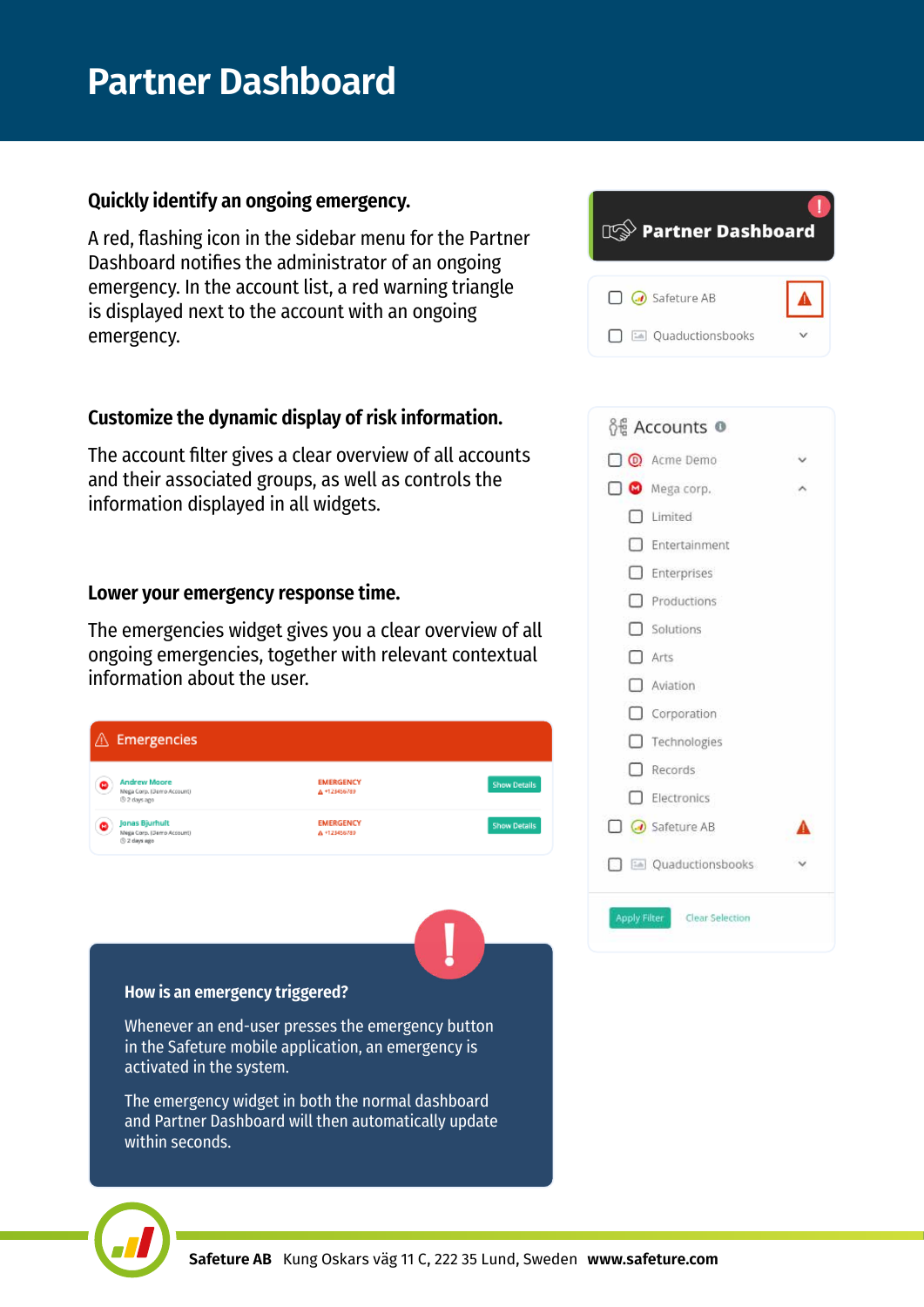# Partner Dashboard

### Quickly identify an ongoing emergency.

A red, flashing icon in the sidebar menu for the Partner Dashboard notifies the administrator of an ongoing emergency. In the account list, a red warning triangle is displayed next to the account with an ongoing emergency.

### Customize the dynamic display of risk information.

The account filter gives a clear overview of all accounts and their associated groups, as well as controls the information displayed in all widgets.

### Lower your emergency response time.

The emergencies widget gives you a clear overview of all ongoing emergencies, together with relevant contextual information about the user.

### How is an emergency triggered?

Whenever an end-user presses the emergency button in the Safeture mobile application, an emergency is activated in the system.

The emergency widget in both the normal dashboard and Partner Dashboard will then automatically update within seconds.

**Safeture AB** Kung Oskars väg 11 C, 222 35 Lund, Sweden **www.safeture.com**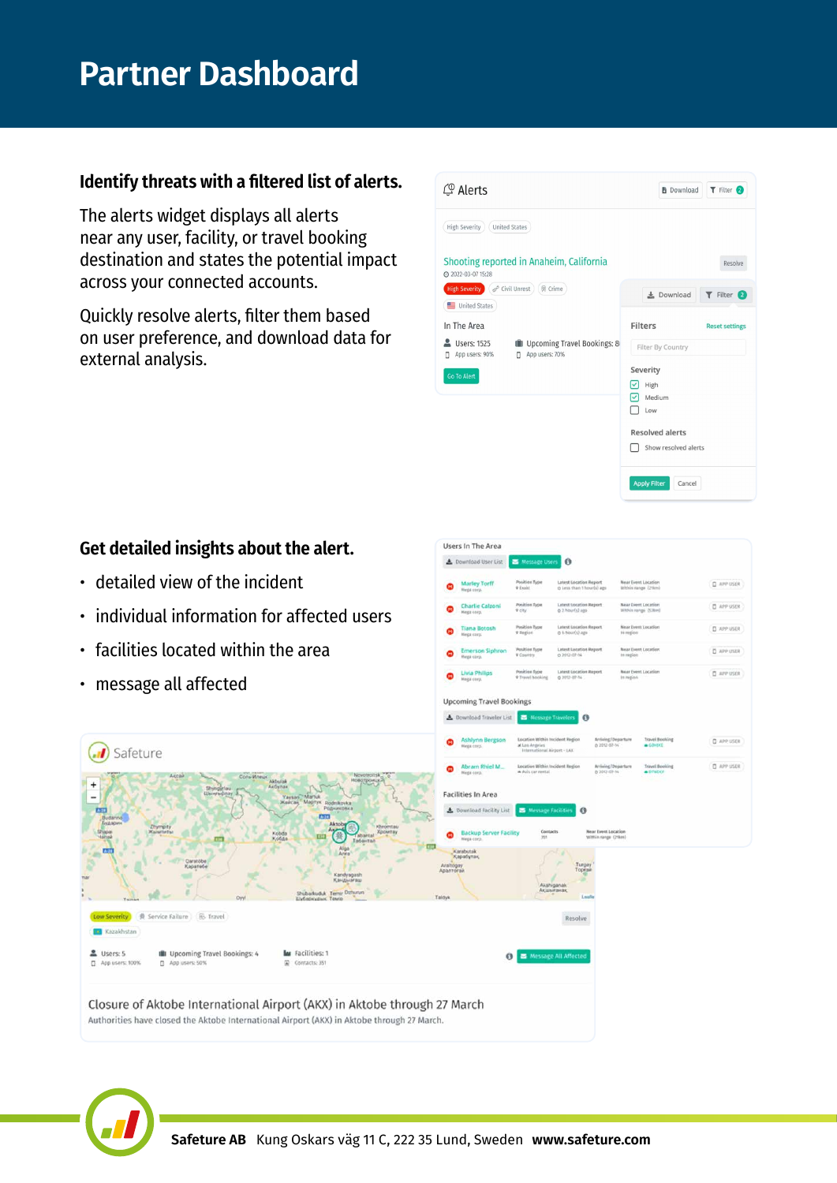# Partner Dashboard

## Identify threats with a filtered list of alerts.

The alerts widget displays all alerts near any user, facility, or travel booking destination and states the potential impact across your connected accounts.

Quickly resolve alerts, filter them based on user preference, and download data for external analysis.

## Get detailed insights about the alert.

- detailed view of the incident
- individual information for affected users
- facilities located within the area
- message all affected

**Safeture AB** Kung Oskars väg 11 C, 222 35 Lund, Sweden **www.safeture.com**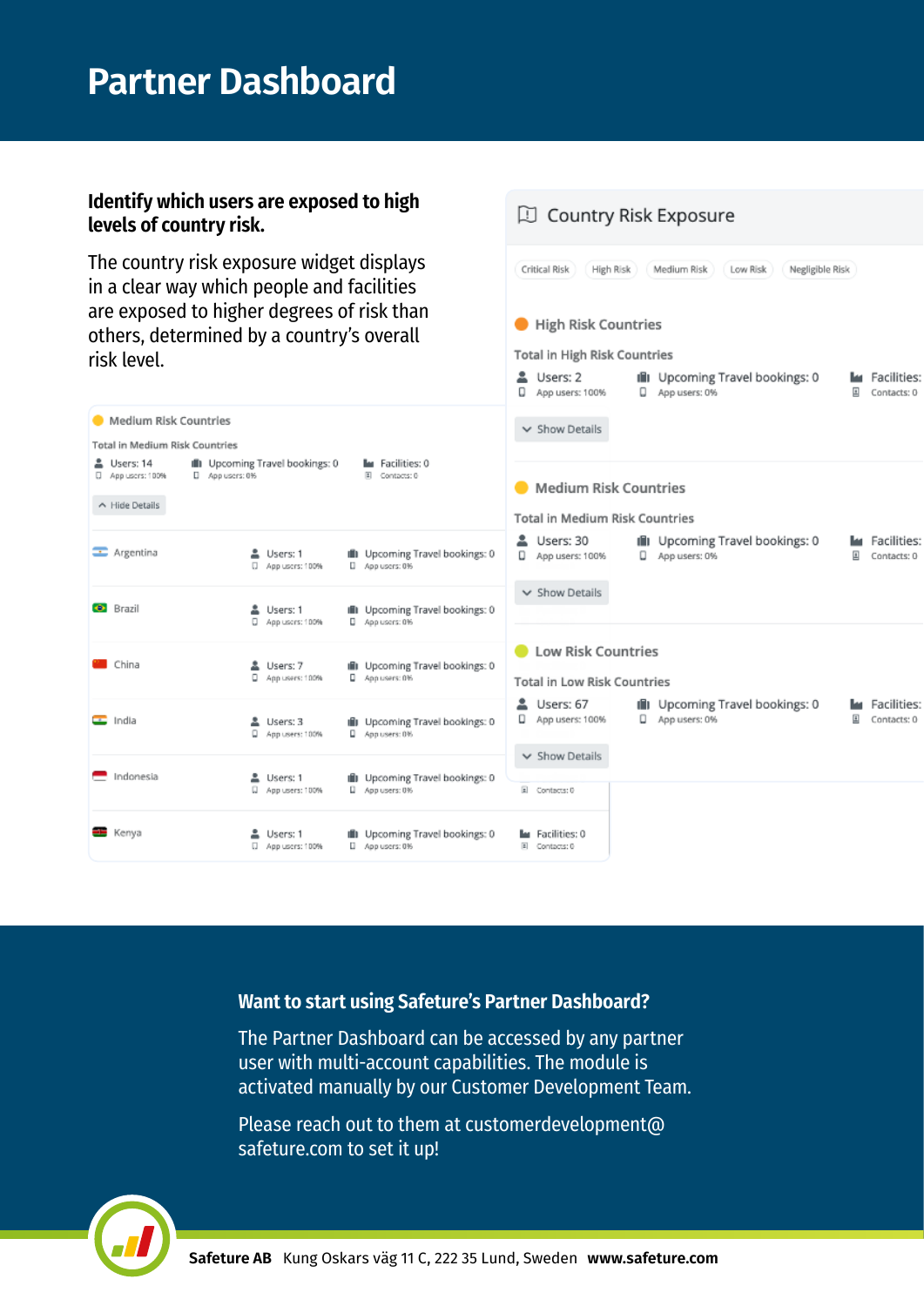# Partner Dashboard

**Identify which users are exposed to high levels of country risk.**

The country risk exposure widget displays in a clear way which people and facilities are exposed to higher degrees of risk than others, determined by a country's overall risk level.

Country Risk Exposure

Critical Risk | High Risk | Medium Risk | Low Risk | Negligible Risk

High Risk Countries

Total in High Risk Countries

Users: 2 — App users: 100%
Upcoming Travel bookings: 0 — App users: 0%
Facilities: — Contacts: 0

Show Details

Medium Risk Countries

Total in Medium Risk Countries

Users: 30 — App users: 100%
Upcoming Travel bookings: 0 — App users: 0%
Facilities: — Contacts: 0

Show Details

Low Risk Countries

Total in Low Risk Countries

Users: 67 — App users: 100%
Upcoming Travel bookings: 0 — App users: 0%
Facilities: — Contacts: 0

Show Details

Medium Risk Countries

Total in Medium Risk Countries

Users: 14 — App users: 100%
Upcoming Travel bookings: 0 — App users: 0%
Facilities: 0 — Contacts: 0

Hide Details

| Country | Users | Upcoming Travel bookings | Facilities |
|---|---|---|---|
| Argentina | Users: 1 (App users: 100%) | Upcoming Travel bookings: 0 (App users: 0%) | |
| Brazil | Users: 1 (App users: 100%) | Upcoming Travel bookings: 0 (App users: 0%) | |
| China | Users: 7 (App users: 100%) | Upcoming Travel bookings: 0 (App users: 0%) | |
| India | Users: 3 (App users: 100%) | Upcoming Travel bookings: 0 (App users: 0%) | |
| Indonesia | Users: 1 (App users: 100%) | Upcoming Travel bookings: 0 (App users: 0%) | Contacts: 0 |
| Kenya | Users: 1 (App users: 100%) | Upcoming Travel bookings: 0 (App users: 0%) | Facilities: 0 (Contacts: 0) |

**Want to start using Safeture's Partner Dashboard?**

The Partner Dashboard can be accessed by any partner user with multi-account capabilities. The module is activated manually by our Customer Development Team.

Please reach out to them at customerdevelopment@safeture.com to set it up!

**Safeture AB** Kung Oskars väg 11 C, 222 35 Lund, Sweden **www.safeture.com**